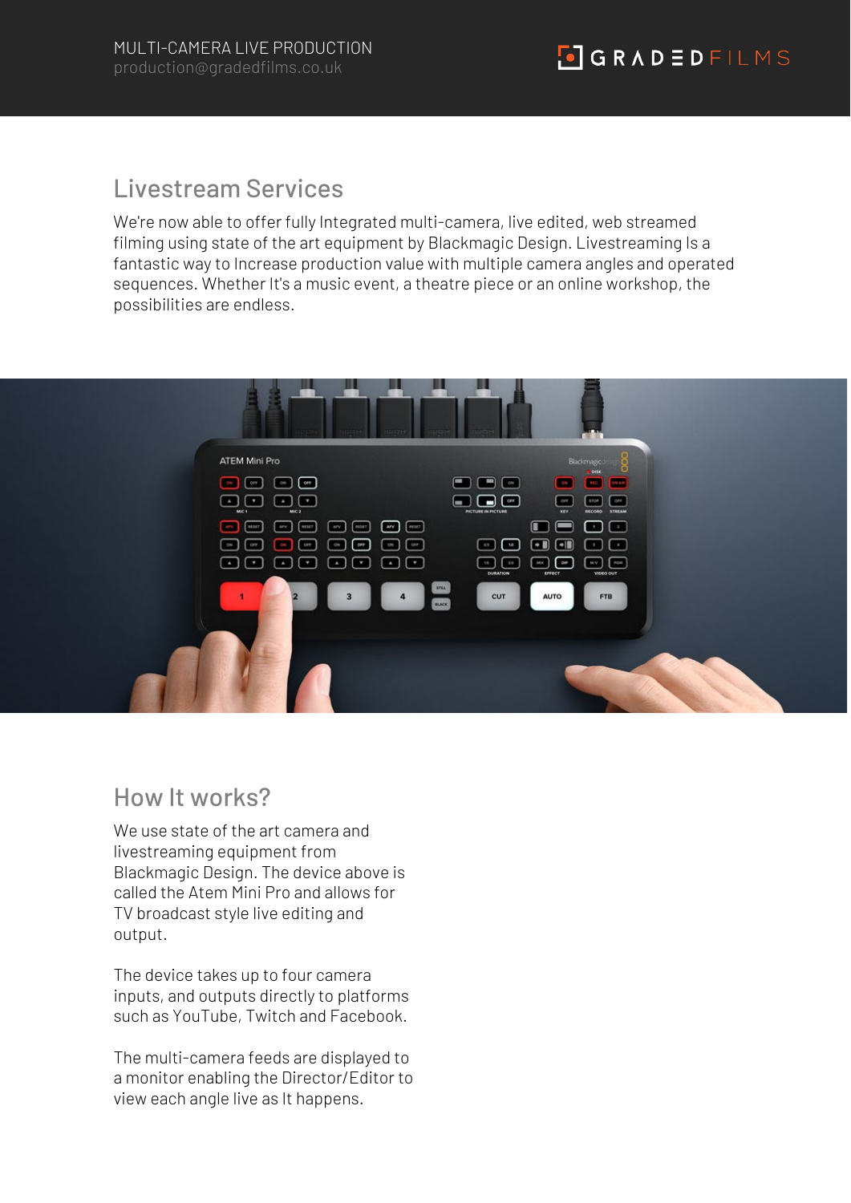MULTI-CAMERA LIVE PRODUCTION
production@gradedfilms.co.uk

## Livestream Services

We're now able to offer fully Integrated multi-camera, live edited, web streamed filming using state of the art equipment by Blackmagic Design. Livestreaming Is a fantastic way to Increase production value with multiple camera angles and operated sequences. Whether It's a music event, a theatre piece or an online workshop, the possibilities are endless.

## How It works?

We use state of the art camera and livestreaming equipment from Blackmagic Design. The device above is called the Atem Mini Pro and allows for TV broadcast style live editing and output.

The device takes up to four camera inputs, and outputs directly to platforms such as YouTube, Twitch and Facebook.

The multi-camera feeds are displayed to a monitor enabling the Director/Editor to view each angle live as It happens.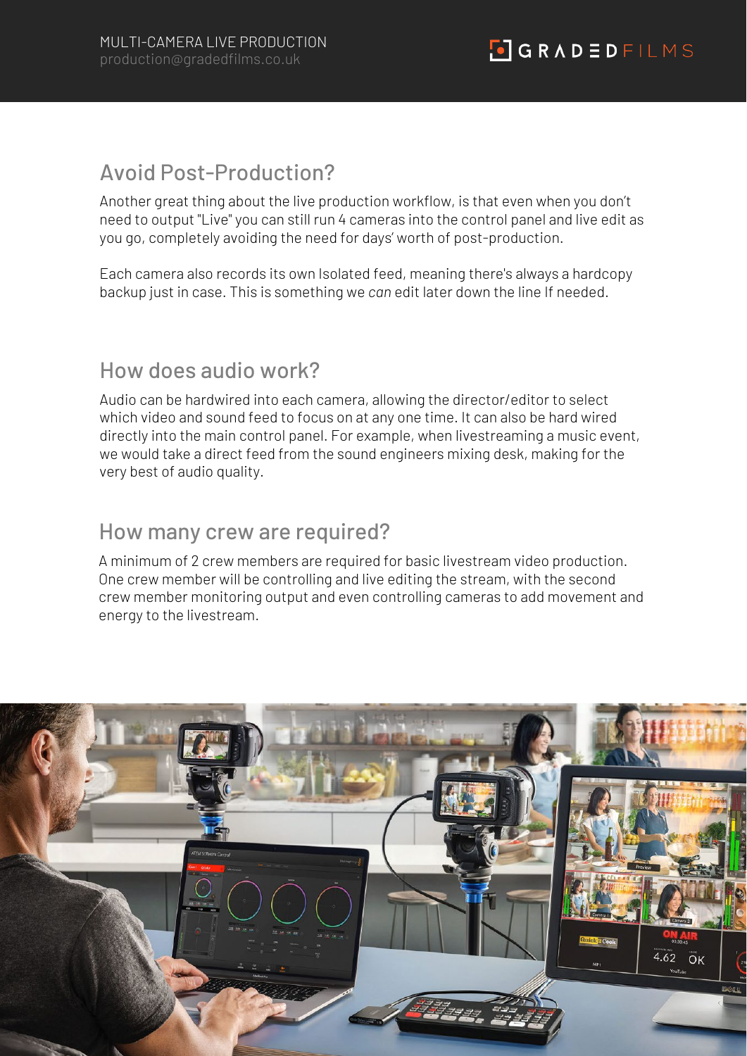## Avoid Post-Production?

Another great thing about the live production workflow, is that even when you don't need to output "Live" you can still run 4 cameras into the control panel and live edit as you go, completely avoiding the need for days' worth of post-production.

Each camera also records its own Isolated feed, meaning there's always a hardcopy backup just in case. This is something we *can* edit later down the line If needed.

## How does audio work?

Audio can be hardwired into each camera, allowing the director/editor to select which video and sound feed to focus on at any one time. It can also be hard wired directly into the main control panel. For example, when livestreaming a music event, we would take a direct feed from the sound engineers mixing desk, making for the very best of audio quality.

## How many crew are required?

A minimum of 2 crew members are required for basic livestream video production. One crew member will be controlling and live editing the stream, with the second crew member monitoring output and even controlling cameras to add movement and energy to the livestream.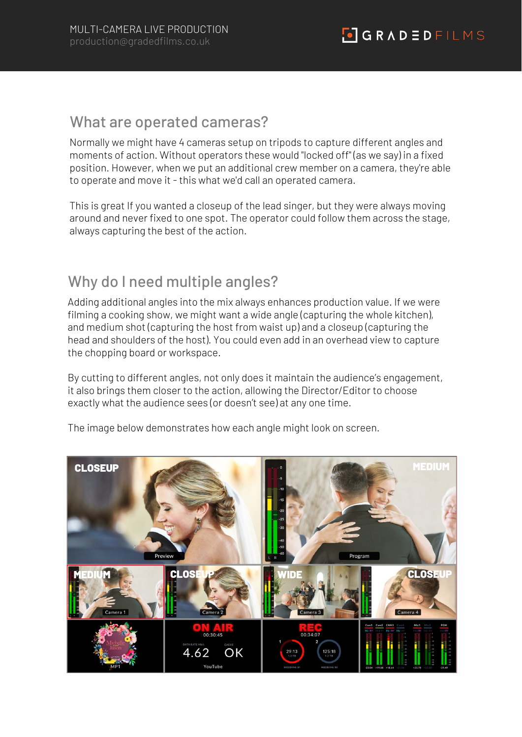## What are operated cameras?

Normally we might have 4 cameras setup on tripods to capture different angles and moments of action. Without operators these would "locked off" (as we say) in a fixed position. However, when we put an additional crew member on a camera, they're able to operate and move it - this what we'd call an operated camera.

This is great If you wanted a closeup of the lead singer, but they were always moving around and never fixed to one spot. The operator could follow them across the stage, always capturing the best of the action.

## Why do I need multiple angles?

Adding additional angles into the mix always enhances production value. If we were filming a cooking show, we might want a wide angle (capturing the whole kitchen), and medium shot (capturing the host from waist up) and a closeup (capturing the head and shoulders of the host). You could even add in an overhead view to capture the chopping board or workspace.

By cutting to different angles, not only does it maintain the audience's engagement, it also brings them closer to the action, allowing the Director/Editor to choose exactly what the audience sees (or doesn't see) at any one time.

The image below demonstrates how each angle might look on screen.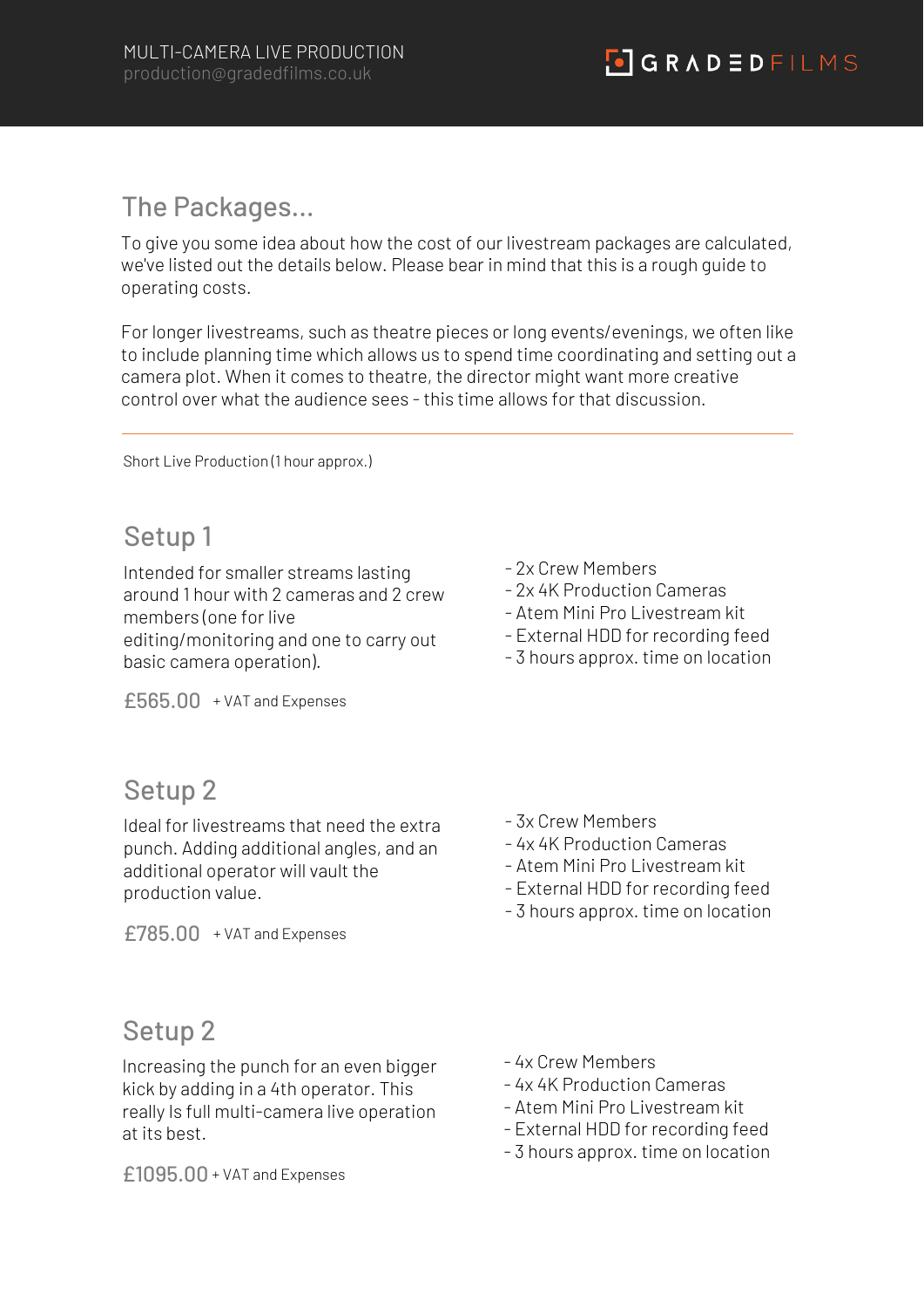MULTI-CAMERA LIVE PRODUCTION
production@gradedfilms.co.uk

GRADEDFILMS

## The Packages...

To give you some idea about how the cost of our livestream packages are calculated, we've listed out the details below. Please bear in mind that this is a rough guide to operating costs.

For longer livestreams, such as theatre pieces or long events/evenings, we often like to include planning time which allows us to spend time coordinating and setting out a camera plot. When it comes to theatre, the director might want more creative control over what the audience sees - this time allows for that discussion.

---

Short Live Production (1 hour approx.)

### Setup 1

Intended for smaller streams lasting around 1 hour with 2 cameras and 2 crew members (one for live editing/monitoring and one to carry out basic camera operation).

- 2x Crew Members
- 2x 4K Production Cameras
- Atem Mini Pro Livestream kit
- External HDD for recording feed
- 3 hours approx. time on location

£565.00 + VAT and Expenses

### Setup 2

Ideal for livestreams that need the extra punch. Adding additional angles, and an additional operator will vault the production value.

- 3x Crew Members
- 4x 4K Production Cameras
- Atem Mini Pro Livestream kit
- External HDD for recording feed
- 3 hours approx. time on location

£785.00 + VAT and Expenses

### Setup 2

Increasing the punch for an even bigger kick by adding in a 4th operator. This really Is full multi-camera live operation at its best.

- 4x Crew Members
- 4x 4K Production Cameras
- Atem Mini Pro Livestream kit
- External HDD for recording feed
- 3 hours approx. time on location

£1095.00 + VAT and Expenses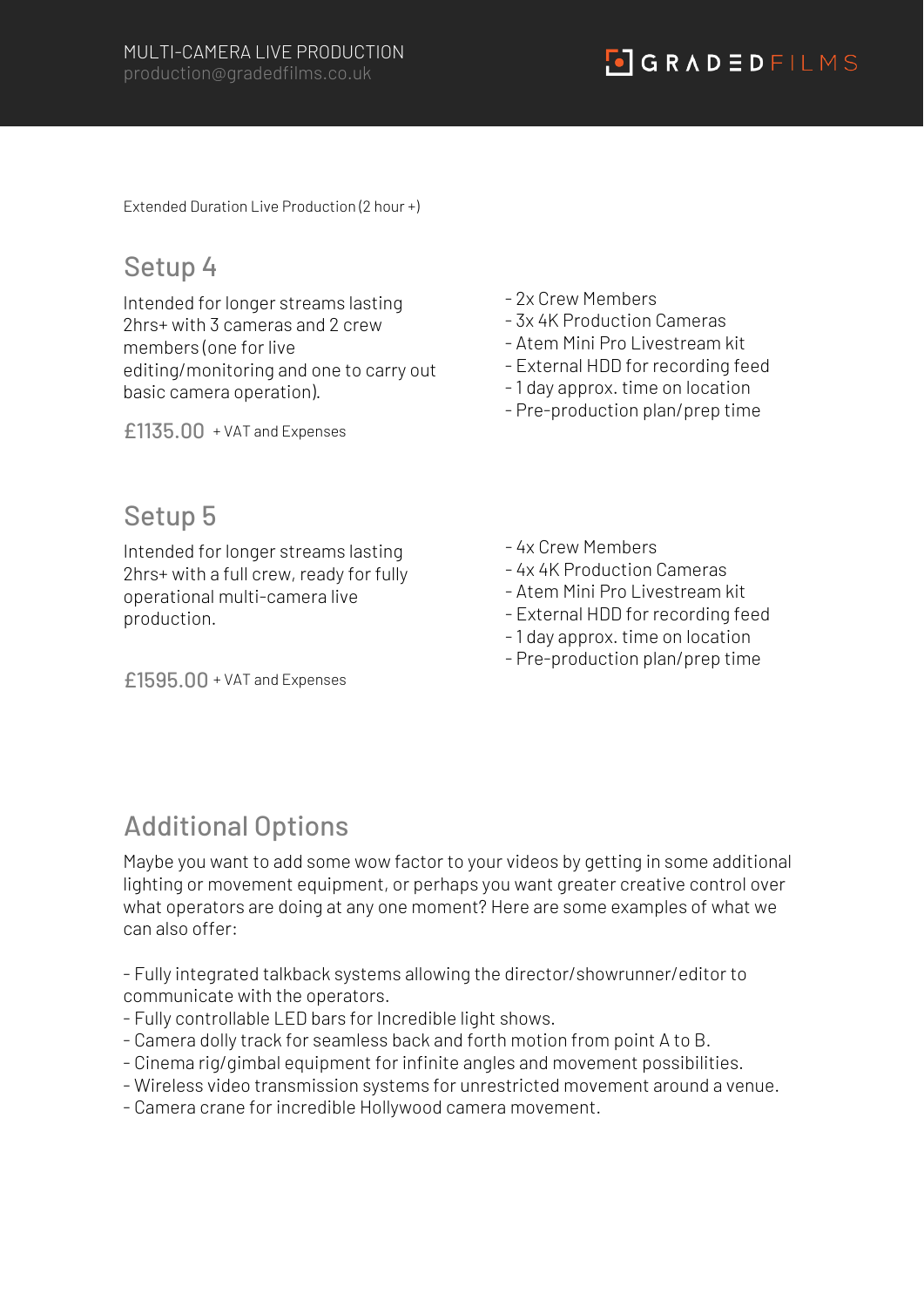Extended Duration Live Production (2 hour +)

## Setup 4

Intended for longer streams lasting 2hrs+ with 3 cameras and 2 crew members (one for live editing/monitoring and one to carry out basic camera operation).

£1135.00 + VAT and Expenses

- 2x Crew Members
- 3x 4K Production Cameras
- Atem Mini Pro Livestream kit
- External HDD for recording feed
- 1 day approx. time on location
- Pre-production plan/prep time

## Setup 5

Intended for longer streams lasting 2hrs+ with a full crew, ready for fully operational multi-camera live production.

£1595.00 + VAT and Expenses

- 4x Crew Members
- 4x 4K Production Cameras
- Atem Mini Pro Livestream kit
- External HDD for recording feed
- 1 day approx. time on location
- Pre-production plan/prep time

## Additional Options

Maybe you want to add some wow factor to your videos by getting in some additional lighting or movement equipment, or perhaps you want greater creative control over what operators are doing at any one moment? Here are some examples of what we can also offer:

- Fully integrated talkback systems allowing the director/showrunner/editor to communicate with the operators.
- Fully controllable LED bars for Incredible light shows.
- Camera dolly track for seamless back and forth motion from point A to B.
- Cinema rig/gimbal equipment for infinite angles and movement possibilities.
- Wireless video transmission systems for unrestricted movement around a venue.
- Camera crane for incredible Hollywood camera movement.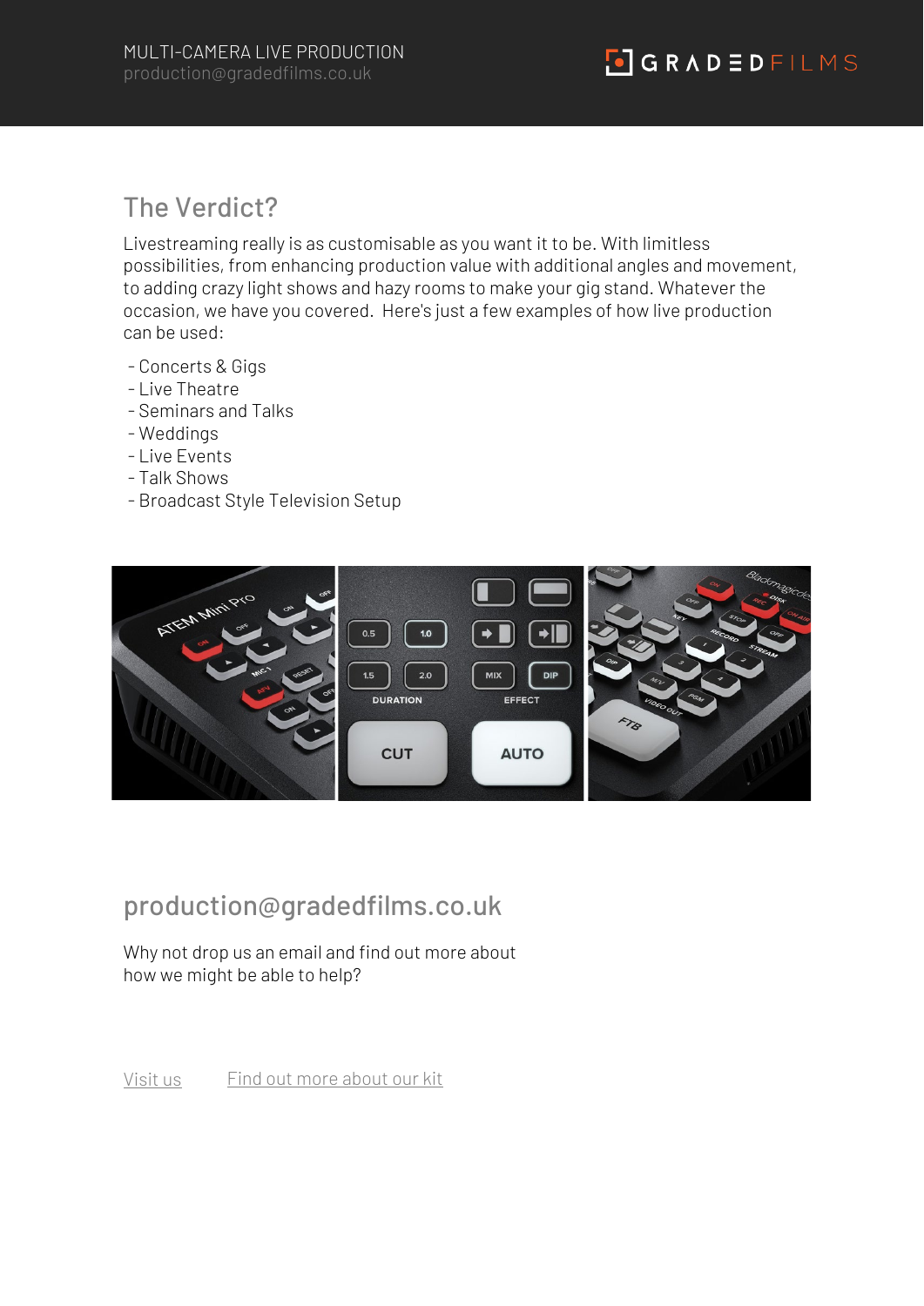## The Verdict?

Livestreaming really is as customisable as you want it to be. With limitless possibilities, from enhancing production value with additional angles and movement, to adding crazy light shows and hazy rooms to make your gig stand. Whatever the occasion, we have you covered. Here's just a few examples of how live production can be used:

- Concerts & Gigs
- Live Theatre
- Seminars and Talks
- Weddings
- Live Events
- Talk Shows
- Broadcast Style Television Setup

## production@gradedfilms.co.uk

Why not drop us an email and find out more about how we might be able to help?

Visit us    Find out more about our kit